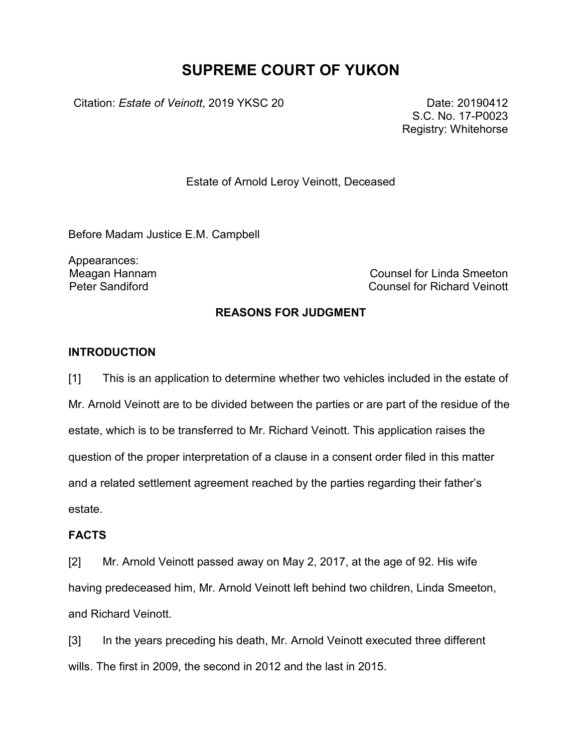# SUPREME COURT OF YUKON

Citation: *Estate of Veinott*, 2019 YKSC 20

Date: 20190412
S.C. No. 17-P0023
Registry: Whitehorse

Estate of Arnold Leroy Veinott, Deceased

Before Madam Justice E.M. Campbell

Appearances:

| | |
|---|---|
| Meagan Hannam | Counsel for Linda Smeeton |
| Peter Sandiford | Counsel for Richard Veinott |

## REASONS FOR JUDGMENT

### INTRODUCTION

[1] This is an application to determine whether two vehicles included in the estate of Mr. Arnold Veinott are to be divided between the parties or are part of the residue of the estate, which is to be transferred to Mr. Richard Veinott. This application raises the question of the proper interpretation of a clause in a consent order filed in this matter and a related settlement agreement reached by the parties regarding their father's estate.

### FACTS

[2] Mr. Arnold Veinott passed away on May 2, 2017, at the age of 92. His wife having predeceased him, Mr. Arnold Veinott left behind two children, Linda Smeeton, and Richard Veinott.

[3] In the years preceding his death, Mr. Arnold Veinott executed three different wills. The first in 2009, the second in 2012 and the last in 2015.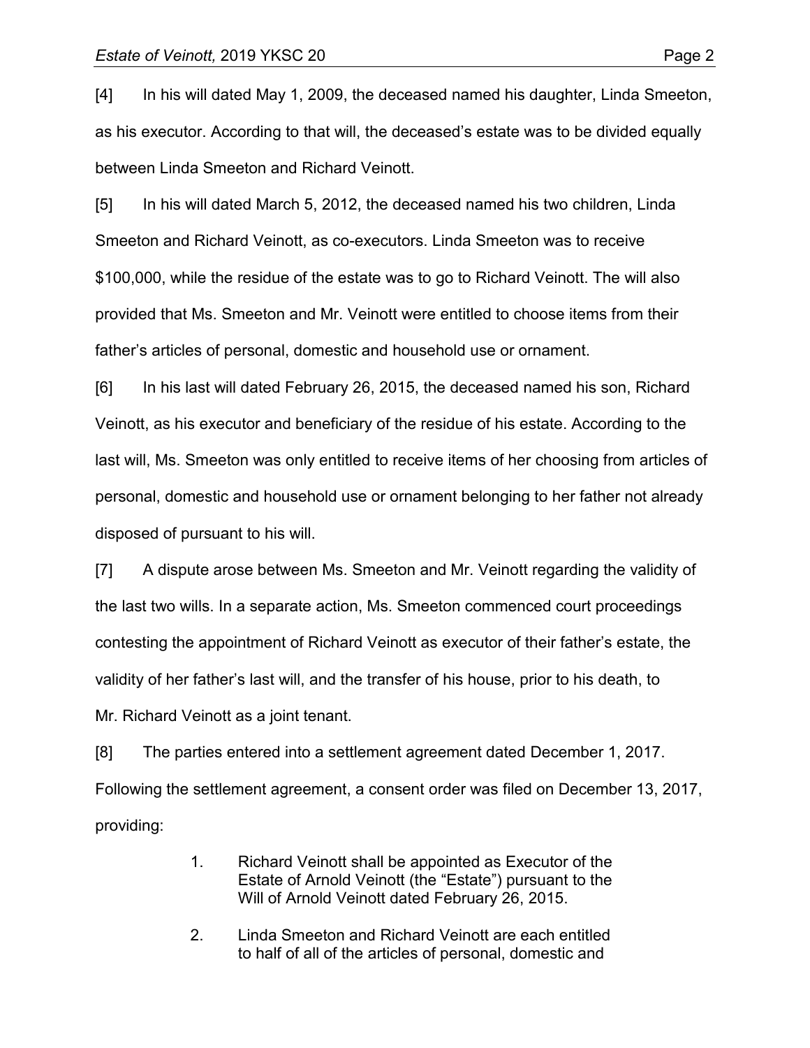[4] In his will dated May 1, 2009, the deceased named his daughter, Linda Smeeton, as his executor. According to that will, the deceased's estate was to be divided equally between Linda Smeeton and Richard Veinott.

[5] In his will dated March 5, 2012, the deceased named his two children, Linda Smeeton and Richard Veinott, as co-executors. Linda Smeeton was to receive $100,000, while the residue of the estate was to go to Richard Veinott. The will also provided that Ms. Smeeton and Mr. Veinott were entitled to choose items from their father's articles of personal, domestic and household use or ornament.

[6] In his last will dated February 26, 2015, the deceased named his son, Richard Veinott, as his executor and beneficiary of the residue of his estate. According to the last will, Ms. Smeeton was only entitled to receive items of her choosing from articles of personal, domestic and household use or ornament belonging to her father not already disposed of pursuant to his will.

[7] A dispute arose between Ms. Smeeton and Mr. Veinott regarding the validity of the last two wills. In a separate action, Ms. Smeeton commenced court proceedings contesting the appointment of Richard Veinott as executor of their father's estate, the validity of her father's last will, and the transfer of his house, prior to his death, to Mr. Richard Veinott as a joint tenant.

[8] The parties entered into a settlement agreement dated December 1, 2017. Following the settlement agreement, a consent order was filed on December 13, 2017, providing:

> 1. Richard Veinott shall be appointed as Executor of the Estate of Arnold Veinott (the "Estate") pursuant to the Will of Arnold Veinott dated February 26, 2015.
>
> 2. Linda Smeeton and Richard Veinott are each entitled to half of all of the articles of personal, domestic and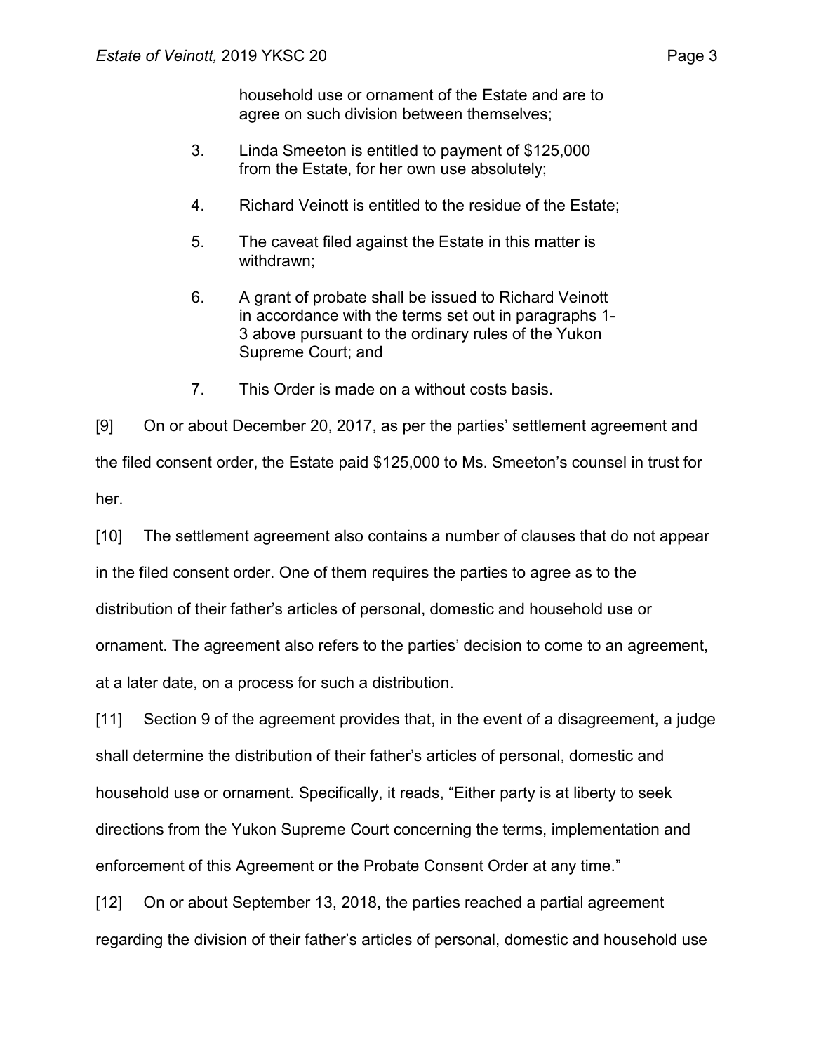household use or ornament of the Estate and are to agree on such division between themselves;

3. Linda Smeeton is entitled to payment of $125,000 from the Estate, for her own use absolutely;

4. Richard Veinott is entitled to the residue of the Estate;

5. The caveat filed against the Estate in this matter is withdrawn;

6. A grant of probate shall be issued to Richard Veinott in accordance with the terms set out in paragraphs 1-3 above pursuant to the ordinary rules of the Yukon Supreme Court; and

7. This Order is made on a without costs basis.

[9] On or about December 20, 2017, as per the parties' settlement agreement and the filed consent order, the Estate paid $125,000 to Ms. Smeeton's counsel in trust for her.

[10] The settlement agreement also contains a number of clauses that do not appear in the filed consent order. One of them requires the parties to agree as to the distribution of their father's articles of personal, domestic and household use or ornament. The agreement also refers to the parties' decision to come to an agreement, at a later date, on a process for such a distribution.

[11] Section 9 of the agreement provides that, in the event of a disagreement, a judge shall determine the distribution of their father's articles of personal, domestic and household use or ornament. Specifically, it reads, "Either party is at liberty to seek directions from the Yukon Supreme Court concerning the terms, implementation and enforcement of this Agreement or the Probate Consent Order at any time."

[12] On or about September 13, 2018, the parties reached a partial agreement regarding the division of their father's articles of personal, domestic and household use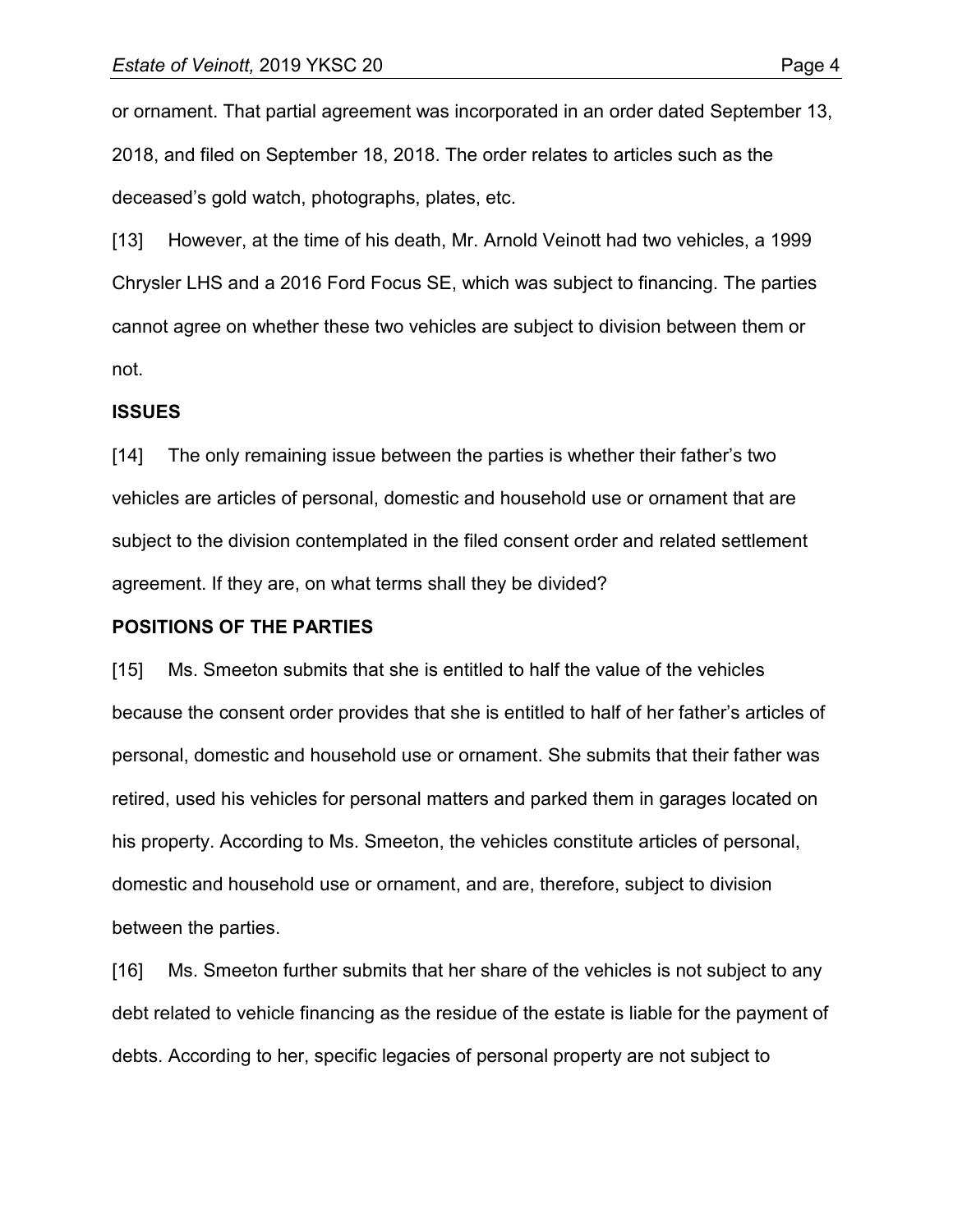or ornament. That partial agreement was incorporated in an order dated September 13, 2018, and filed on September 18, 2018. The order relates to articles such as the deceased's gold watch, photographs, plates, etc.

[13] However, at the time of his death, Mr. Arnold Veinott had two vehicles, a 1999 Chrysler LHS and a 2016 Ford Focus SE, which was subject to financing. The parties cannot agree on whether these two vehicles are subject to division between them or not.

**ISSUES**

[14] The only remaining issue between the parties is whether their father's two vehicles are articles of personal, domestic and household use or ornament that are subject to the division contemplated in the filed consent order and related settlement agreement. If they are, on what terms shall they be divided?

**POSITIONS OF THE PARTIES**

[15] Ms. Smeeton submits that she is entitled to half the value of the vehicles because the consent order provides that she is entitled to half of her father's articles of personal, domestic and household use or ornament. She submits that their father was retired, used his vehicles for personal matters and parked them in garages located on his property. According to Ms. Smeeton, the vehicles constitute articles of personal, domestic and household use or ornament, and are, therefore, subject to division between the parties.

[16] Ms. Smeeton further submits that her share of the vehicles is not subject to any debt related to vehicle financing as the residue of the estate is liable for the payment of debts. According to her, specific legacies of personal property are not subject to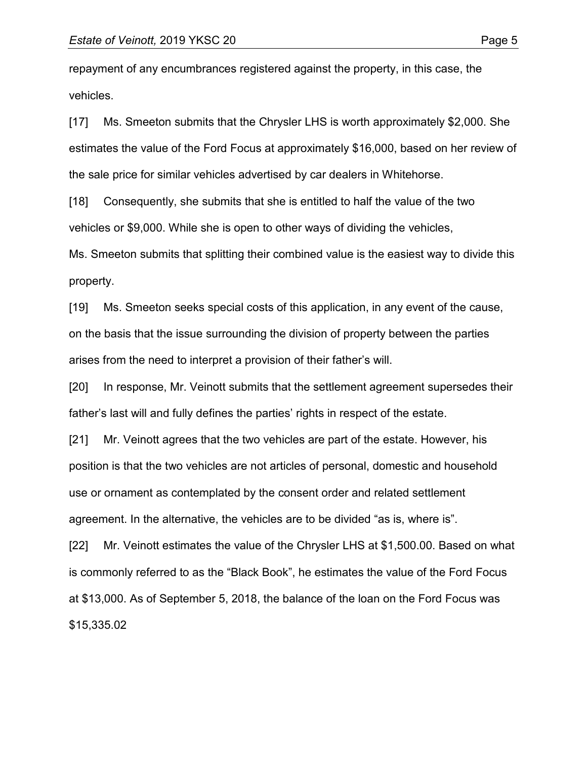repayment of any encumbrances registered against the property, in this case, the vehicles.

[17] Ms. Smeeton submits that the Chrysler LHS is worth approximately $2,000. She estimates the value of the Ford Focus at approximately $16,000, based on her review of the sale price for similar vehicles advertised by car dealers in Whitehorse.

[18] Consequently, she submits that she is entitled to half the value of the two vehicles or $9,000. While she is open to other ways of dividing the vehicles, Ms. Smeeton submits that splitting their combined value is the easiest way to divide this property.

[19] Ms. Smeeton seeks special costs of this application, in any event of the cause, on the basis that the issue surrounding the division of property between the parties arises from the need to interpret a provision of their father's will.

[20] In response, Mr. Veinott submits that the settlement agreement supersedes their father's last will and fully defines the parties' rights in respect of the estate.

[21] Mr. Veinott agrees that the two vehicles are part of the estate. However, his position is that the two vehicles are not articles of personal, domestic and household use or ornament as contemplated by the consent order and related settlement agreement. In the alternative, the vehicles are to be divided "as is, where is".

[22] Mr. Veinott estimates the value of the Chrysler LHS at $1,500.00. Based on what is commonly referred to as the "Black Book", he estimates the value of the Ford Focus at $13,000. As of September 5, 2018, the balance of the loan on the Ford Focus was $15,335.02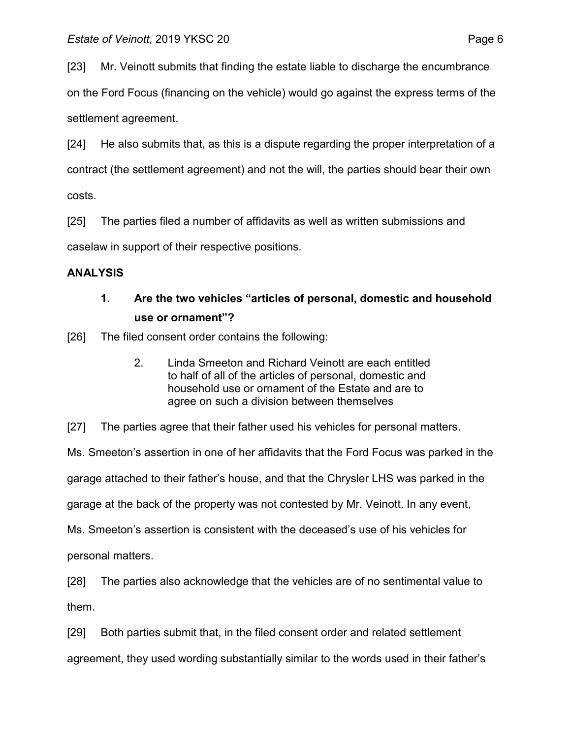[23] Mr. Veinott submits that finding the estate liable to discharge the encumbrance on the Ford Focus (financing on the vehicle) would go against the express terms of the settlement agreement.

[24] He also submits that, as this is a dispute regarding the proper interpretation of a contract (the settlement agreement) and not the will, the parties should bear their own costs.

[25] The parties filed a number of affidavits as well as written submissions and caselaw in support of their respective positions.

## ANALYSIS

### 1. Are the two vehicles "articles of personal, domestic and household use or ornament"?

[26] The filed consent order contains the following:

> 2. Linda Smeeton and Richard Veinott are each entitled to half of all of the articles of personal, domestic and household use or ornament of the Estate and are to agree on such a division between themselves

[27] The parties agree that their father used his vehicles for personal matters. Ms. Smeeton's assertion in one of her affidavits that the Ford Focus was parked in the garage attached to their father's house, and that the Chrysler LHS was parked in the garage at the back of the property was not contested by Mr. Veinott. In any event, Ms. Smeeton's assertion is consistent with the deceased's use of his vehicles for personal matters.

[28] The parties also acknowledge that the vehicles are of no sentimental value to them.

[29] Both parties submit that, in the filed consent order and related settlement agreement, they used wording substantially similar to the words used in their father's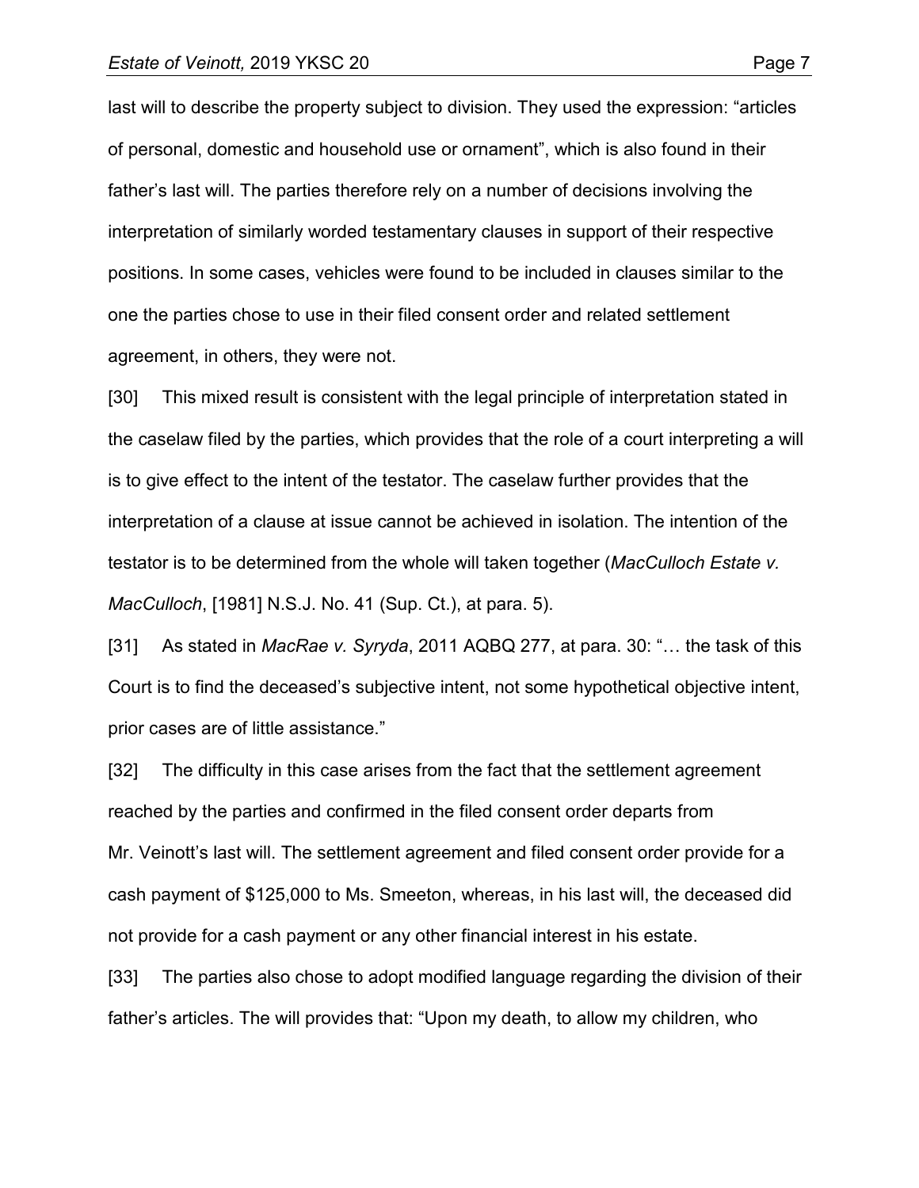last will to describe the property subject to division. They used the expression: "articles of personal, domestic and household use or ornament", which is also found in their father's last will. The parties therefore rely on a number of decisions involving the interpretation of similarly worded testamentary clauses in support of their respective positions. In some cases, vehicles were found to be included in clauses similar to the one the parties chose to use in their filed consent order and related settlement agreement, in others, they were not.

[30] This mixed result is consistent with the legal principle of interpretation stated in the caselaw filed by the parties, which provides that the role of a court interpreting a will is to give effect to the intent of the testator. The caselaw further provides that the interpretation of a clause at issue cannot be achieved in isolation. The intention of the testator is to be determined from the whole will taken together (*MacCulloch Estate v. MacCulloch*, [1981] N.S.J. No. 41 (Sup. Ct.), at para. 5).

[31] As stated in *MacRae v. Syryda*, 2011 AQBQ 277, at para. 30: "… the task of this Court is to find the deceased's subjective intent, not some hypothetical objective intent, prior cases are of little assistance."

[32] The difficulty in this case arises from the fact that the settlement agreement reached by the parties and confirmed in the filed consent order departs from Mr. Veinott's last will. The settlement agreement and filed consent order provide for a cash payment of $125,000 to Ms. Smeeton, whereas, in his last will, the deceased did not provide for a cash payment or any other financial interest in his estate.

[33] The parties also chose to adopt modified language regarding the division of their father's articles. The will provides that: "Upon my death, to allow my children, who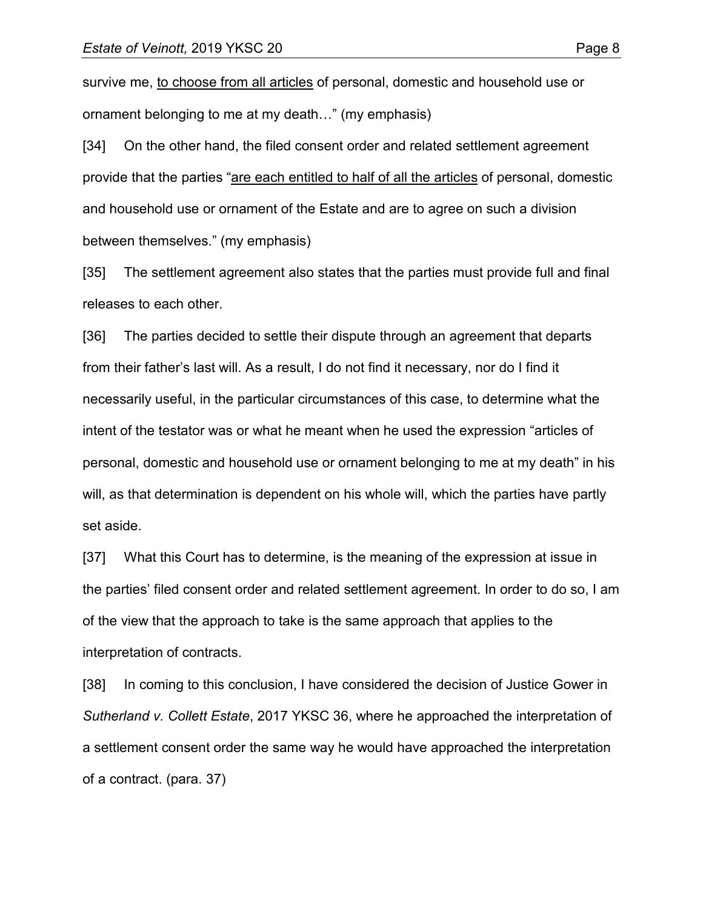survive me, <u>to choose from all articles</u> of personal, domestic and household use or ornament belonging to me at my death…" (my emphasis)

[34] On the other hand, the filed consent order and related settlement agreement provide that the parties "<u>are each entitled to half of all the articles</u> of personal, domestic and household use or ornament of the Estate and are to agree on such a division between themselves." (my emphasis)

[35] The settlement agreement also states that the parties must provide full and final releases to each other.

[36] The parties decided to settle their dispute through an agreement that departs from their father's last will. As a result, I do not find it necessary, nor do I find it necessarily useful, in the particular circumstances of this case, to determine what the intent of the testator was or what he meant when he used the expression "articles of personal, domestic and household use or ornament belonging to me at my death" in his will, as that determination is dependent on his whole will, which the parties have partly set aside.

[37] What this Court has to determine, is the meaning of the expression at issue in the parties' filed consent order and related settlement agreement. In order to do so, I am of the view that the approach to take is the same approach that applies to the interpretation of contracts.

[38] In coming to this conclusion, I have considered the decision of Justice Gower in *Sutherland v. Collett Estate*, 2017 YKSC 36, where he approached the interpretation of a settlement consent order the same way he would have approached the interpretation of a contract. (para. 37)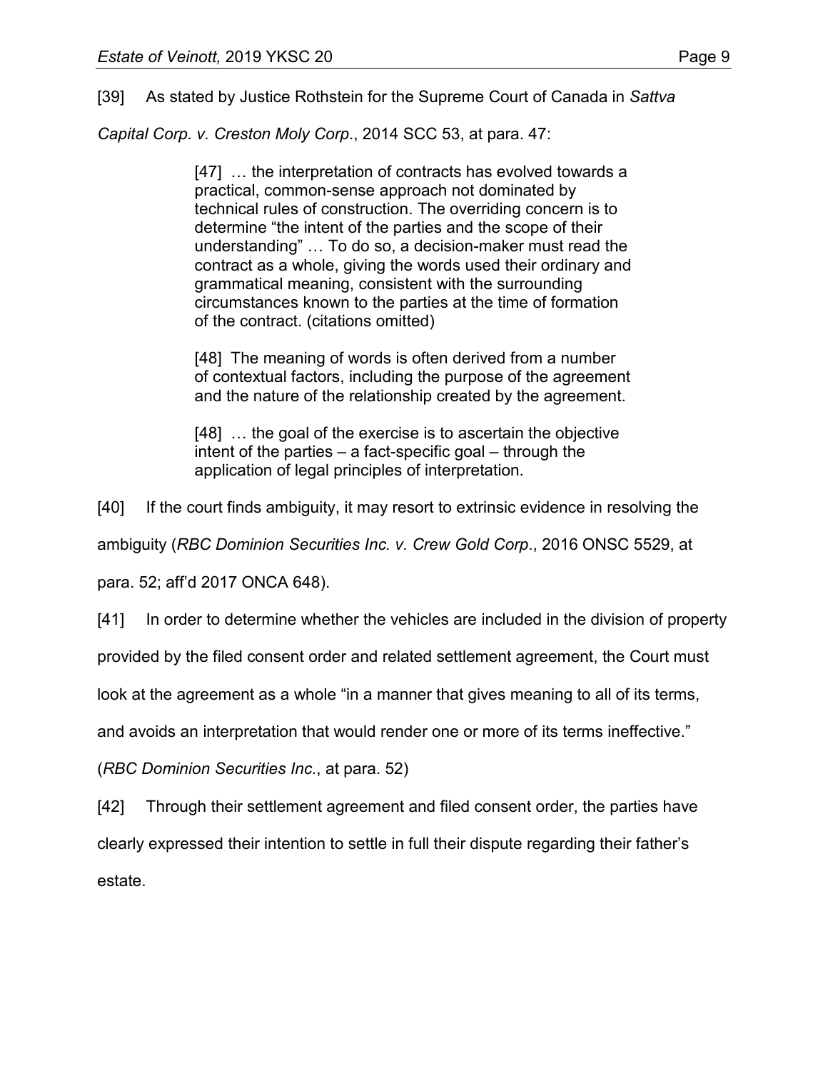[39] As stated by Justice Rothstein for the Supreme Court of Canada in *Sattva Capital Corp. v. Creston Moly Corp*., 2014 SCC 53, at para. 47:

> [47] … the interpretation of contracts has evolved towards a practical, common-sense approach not dominated by technical rules of construction. The overriding concern is to determine "the intent of the parties and the scope of their understanding" … To do so, a decision-maker must read the contract as a whole, giving the words used their ordinary and grammatical meaning, consistent with the surrounding circumstances known to the parties at the time of formation of the contract. (citations omitted)
>
> [48] The meaning of words is often derived from a number of contextual factors, including the purpose of the agreement and the nature of the relationship created by the agreement.
>
> [48] … the goal of the exercise is to ascertain the objective intent of the parties – a fact-specific goal – through the application of legal principles of interpretation.

[40] If the court finds ambiguity, it may resort to extrinsic evidence in resolving the ambiguity (*RBC Dominion Securities Inc. v. Crew Gold Corp*., 2016 ONSC 5529, at para. 52; aff'd 2017 ONCA 648).

[41] In order to determine whether the vehicles are included in the division of property provided by the filed consent order and related settlement agreement, the Court must look at the agreement as a whole "in a manner that gives meaning to all of its terms, and avoids an interpretation that would render one or more of its terms ineffective." (*RBC Dominion Securities Inc.*, at para. 52)

[42] Through their settlement agreement and filed consent order, the parties have clearly expressed their intention to settle in full their dispute regarding their father's estate.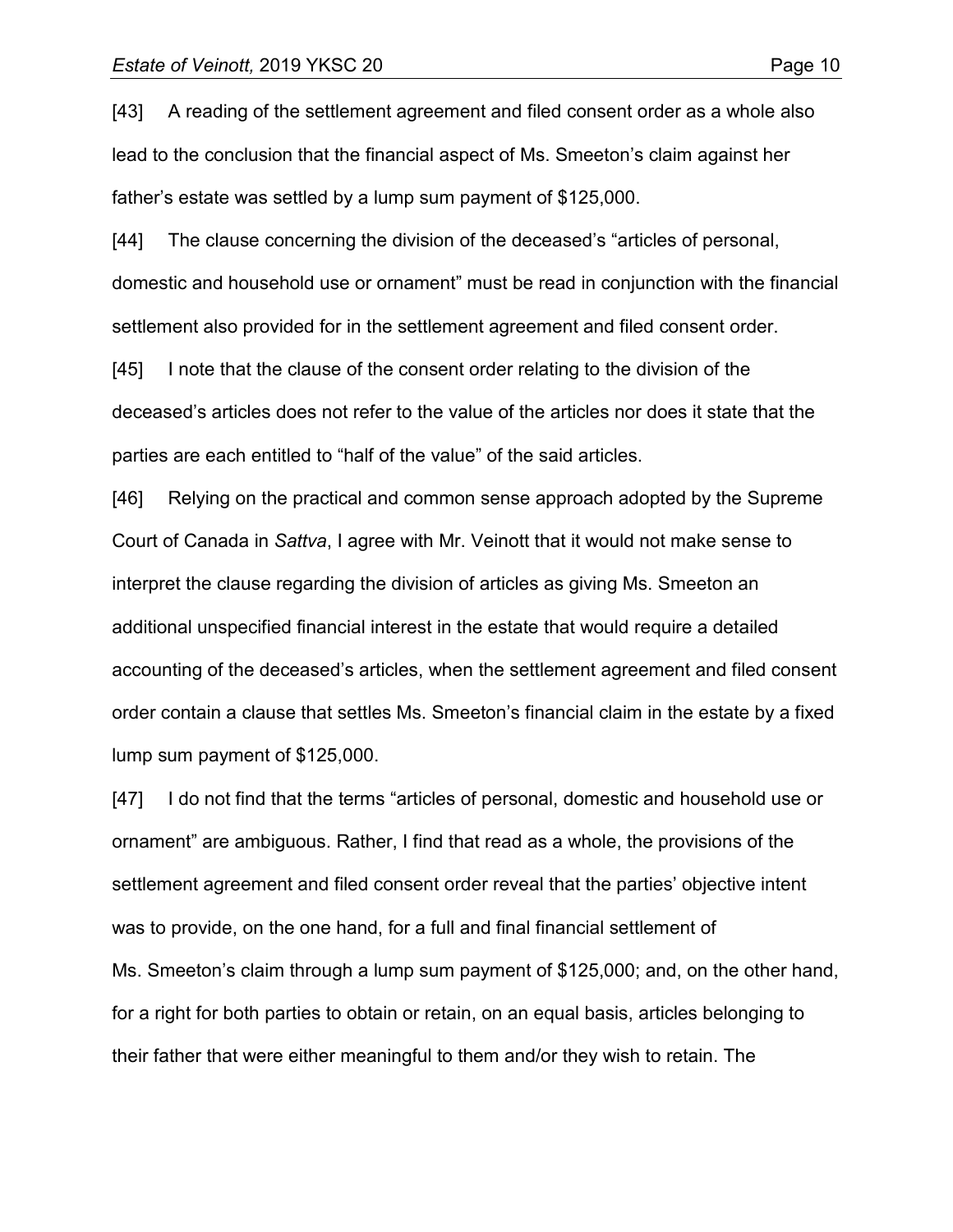[43] A reading of the settlement agreement and filed consent order as a whole also lead to the conclusion that the financial aspect of Ms. Smeeton's claim against her father's estate was settled by a lump sum payment of $125,000.

[44] The clause concerning the division of the deceased's "articles of personal, domestic and household use or ornament" must be read in conjunction with the financial settlement also provided for in the settlement agreement and filed consent order.

[45] I note that the clause of the consent order relating to the division of the deceased's articles does not refer to the value of the articles nor does it state that the parties are each entitled to "half of the value" of the said articles.

[46] Relying on the practical and common sense approach adopted by the Supreme Court of Canada in *Sattva*, I agree with Mr. Veinott that it would not make sense to interpret the clause regarding the division of articles as giving Ms. Smeeton an additional unspecified financial interest in the estate that would require a detailed accounting of the deceased's articles, when the settlement agreement and filed consent order contain a clause that settles Ms. Smeeton's financial claim in the estate by a fixed lump sum payment of $125,000.

[47] I do not find that the terms "articles of personal, domestic and household use or ornament" are ambiguous. Rather, I find that read as a whole, the provisions of the settlement agreement and filed consent order reveal that the parties' objective intent was to provide, on the one hand, for a full and final financial settlement of Ms. Smeeton's claim through a lump sum payment of $125,000; and, on the other hand, for a right for both parties to obtain or retain, on an equal basis, articles belonging to their father that were either meaningful to them and/or they wish to retain. The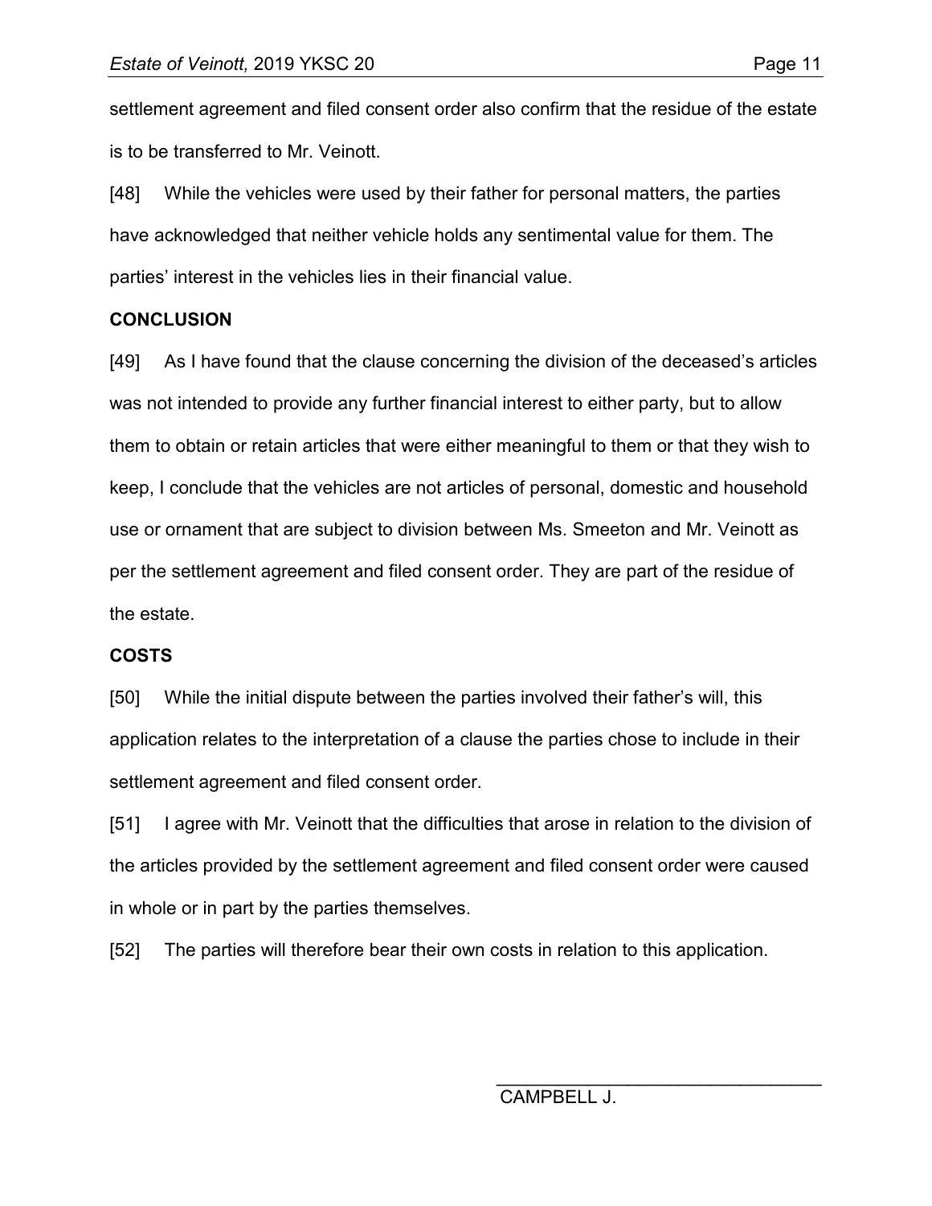settlement agreement and filed consent order also confirm that the residue of the estate is to be transferred to Mr. Veinott.

[48] While the vehicles were used by their father for personal matters, the parties have acknowledged that neither vehicle holds any sentimental value for them. The parties' interest in the vehicles lies in their financial value.

**CONCLUSION**

[49] As I have found that the clause concerning the division of the deceased's articles was not intended to provide any further financial interest to either party, but to allow them to obtain or retain articles that were either meaningful to them or that they wish to keep, I conclude that the vehicles are not articles of personal, domestic and household use or ornament that are subject to division between Ms. Smeeton and Mr. Veinott as per the settlement agreement and filed consent order. They are part of the residue of the estate.

**COSTS**

[50] While the initial dispute between the parties involved their father's will, this application relates to the interpretation of a clause the parties chose to include in their settlement agreement and filed consent order.

[51] I agree with Mr. Veinott that the difficulties that arose in relation to the division of the articles provided by the settlement agreement and filed consent order were caused in whole or in part by the parties themselves.

[52] The parties will therefore bear their own costs in relation to this application.

\_\_\_\_\_\_\_\_\_\_\_\_\_\_\_\_\_\_\_\_\_\_\_\_\_\_\_\_\_\_

CAMPBELL J.